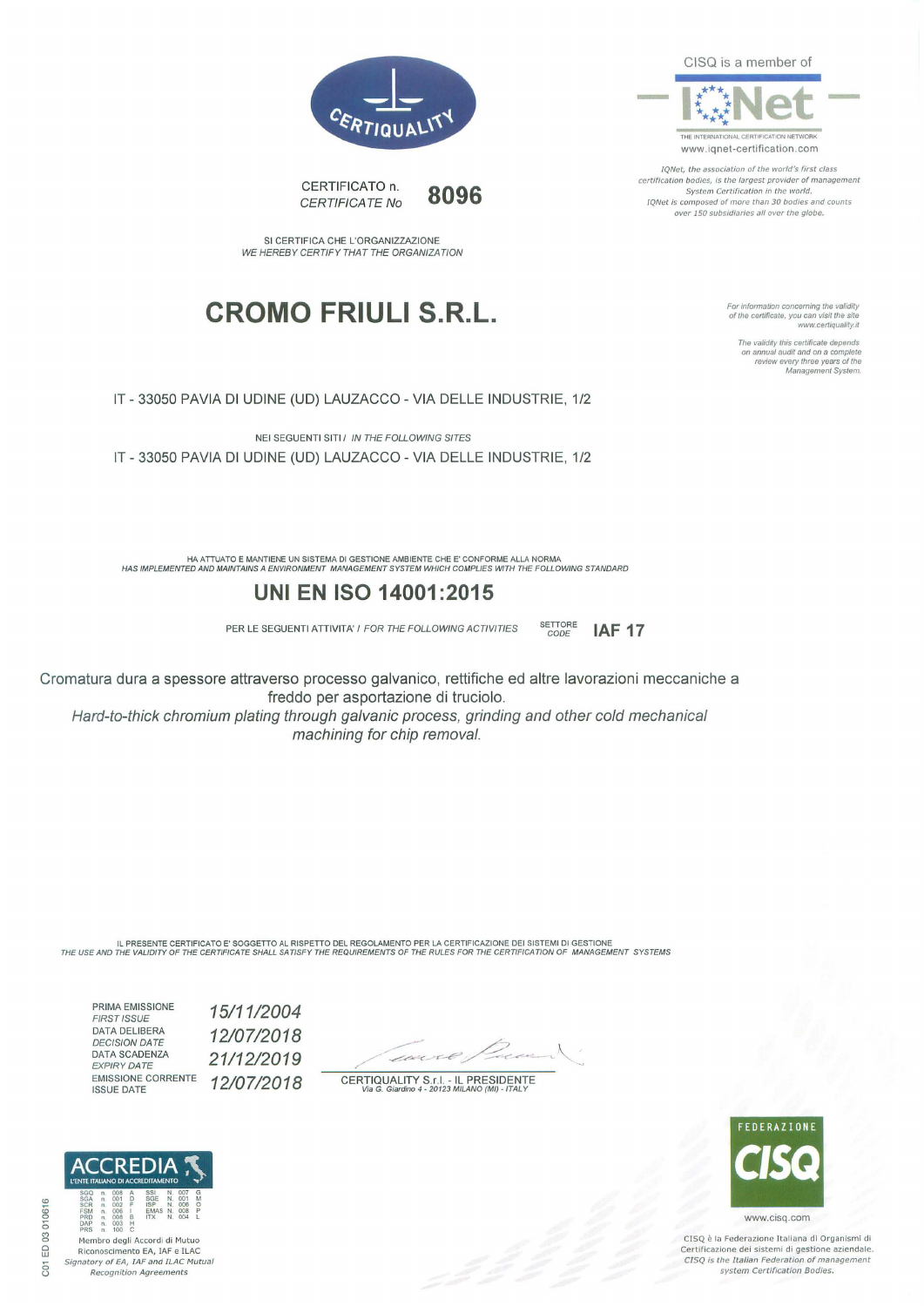CERTIQUALITY

CISQ is a member of

IQNet

THE INTERNATIONAL CERTIFICATION NETWORK
www.iqnet-certification.com

*IQNet, the association of the world's first class certification bodies, is the largest provider of management System Certification in the world. IQNet is composed of more than 30 bodies and counts over 150 subsidiaries all over the globe.*

CERTIFICATO n.
*CERTIFICATE No* **8096**

SI CERTIFICA CHE L'ORGANIZZAZIONE
*WE HEREBY CERTIFY THAT THE ORGANIZATION*

# CROMO FRIULI S.R.L.

*For information concerning the validity of the certificate, you can visit the site www.certiquality.it*

*The validity this certificate depends on annual audit and on a complete review every three years of the Management System.*

IT - 33050 PAVIA DI UDINE (UD) LAUZACCO - VIA DELLE INDUSTRIE, 1/2

NEI SEGUENTI SITI / *IN THE FOLLOWING SITES*

IT - 33050 PAVIA DI UDINE (UD) LAUZACCO - VIA DELLE INDUSTRIE, 1/2

HA ATTUATO E MANTIENE UN SISTEMA DI GESTIONE AMBIENTE CHE E' CONFORME ALLA NORMA
*HAS IMPLEMENTED AND MAINTAINS A ENVIRONMENT MANAGEMENT SYSTEM WHICH COMPLIES WITH THE FOLLOWING STANDARD*

## UNI EN ISO 14001:2015

PER LE SEGUENTI ATTIVITA' / *FOR THE FOLLOWING ACTIVITIES* SETTORE *CODE* **IAF 17**

Cromatura dura a spessore attraverso processo galvanico, rettifiche ed altre lavorazioni meccaniche a freddo per asportazione di truciolo.

*Hard-to-thick chromium plating through galvanic process, grinding and other cold mechanical machining for chip removal.*

IL PRESENTE CERTIFICATO E' SOGGETTO AL RISPETTO DEL REGOLAMENTO PER LA CERTIFICAZIONE DEI SISTEMI DI GESTIONE
*THE USE AND THE VALIDITY OF THE CERTIFICATE SHALL SATISFY THE REQUIREMENTS OF THE RULES FOR THE CERTIFICATION OF MANAGEMENT SYSTEMS*

| | |
|---|---|
| PRIMA EMISSIONE *FIRST ISSUE* | *15/11/2004* |
| DATA DELIBERA *DECISION DATE* | *12/07/2018* |
| DATA SCADENZA *EXPIRY DATE* | *21/12/2019* |
| EMISSIONE CORRENTE *ISSUE DATE* | *12/07/2018* |

CERTIQUALITY S.r.l. - IL PRESIDENTE
*Via G. Giardino 4 - 20123 MILANO (MI) - ITALY*

ACCREDIA
L'ENTE ITALIANO DI ACCREDITAMENTO

| | | | | | | |
|---|---|---|---|---|---|---|
| SGQ n. 008 A | SSI N. 007 G |
| SGA n. 001 D | SGE N. 001 M |
| SCR n. 002 F | ISP N. 008 O |
| FSM n. 006 I | EMAS N. 008 P |
| PRD n. 008 B | ITX N. 004 L |
| DAP n. 003 H | |
| PRS n. 100 C | |

Membro degli Accordi di Mutuo Riconoscimento EA, IAF e ILAC
*Signatory of EA, IAF and ILAC Mutual Recognition Agreements*

C01 ED 03 010616

FEDERAZIONE CISQ

www.cisq.com

CISQ è la Federazione Italiana di Organismi di Certificazione dei sistemi di gestione aziendale.
*CISQ is the Italian Federation of management system Certification Bodies.*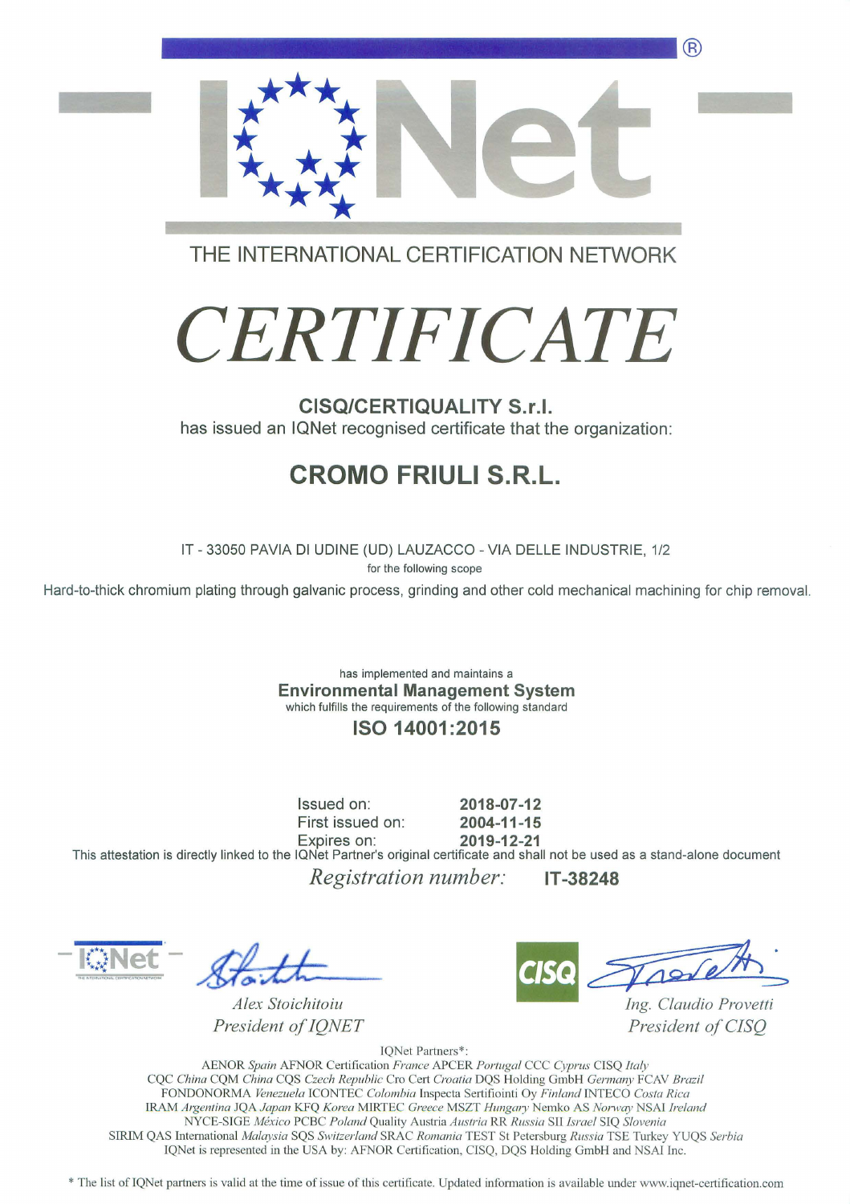IQNet®

THE INTERNATIONAL CERTIFICATION NETWORK

# CERTIFICATE

**CISQ/CERTIQUALITY S.r.l.**

has issued an IQNet recognised certificate that the organization:

## CROMO FRIULI S.R.L.

IT - 33050 PAVIA DI UDINE (UD) LAUZACCO - VIA DELLE INDUSTRIE, 1/2

for the following scope

Hard-to-thick chromium plating through galvanic process, grinding and other cold mechanical machining for chip removal.

has implemented and maintains a

**Environmental Management System**

which fulfills the requirements of the following standard

**ISO 14001:2015**

Issued on: **2018-07-12**

First issued on: **2004-11-15**

Expires on: **2019-12-21**

This attestation is directly linked to the IQNet Partner's original certificate and shall not be used as a stand-alone document

*Registration number:* **IT-38248**

*Alex Stoichitoiu*
*President of IQNET*

*Ing. Claudio Provetti*
*President of CISQ*

IQNet Partners*:

AENOR *Spain* AFNOR Certification *France* APCER *Portugal* CCC *Cyprus* CISQ *Italy*
CQC *China* CQM *China* CQS *Czech Republic* Cro Cert *Croatia* DQS Holding GmbH *Germany* FCAV *Brazil*
FONDONORMA *Venezuela* ICONTEC *Colombia* Inspecta Sertifiointi Oy *Finland* INTECO *Costa Rica*
IRAM *Argentina* JQA *Japan* KFQ *Korea* MIRTEC *Greece* MSZT *Hungary* Nemko AS *Norway* NSAI *Ireland*
NYCE-SIGE *México* PCBC *Poland* Quality Austria *Austria* RR *Russia* SII *Israel* SIQ *Slovenia*
SIRIM QAS International *Malaysia* SQS *Switzerland* SRAC *Romania* TEST St Petersburg *Russia* TSE Turkey YUQS *Serbia*
IQNet is represented in the USA by: AFNOR Certification, CISQ, DQS Holding GmbH and NSAI Inc.

* The list of IQNet partners is valid at the time of issue of this certificate. Updated information is available under www.iqnet-certification.com